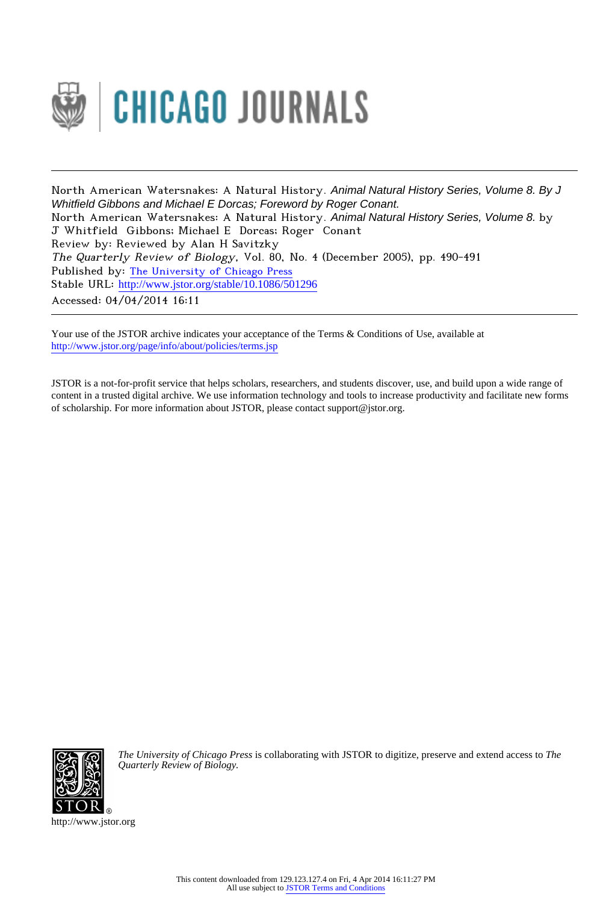North American Watersnakes: A Natural History. *Animal Natural History Series, Volume 8. By J Whitfield Gibbons and Michael E Dorcas; Foreword by Roger Conant.*

North American Watersnakes: A Natural History. *Animal Natural History Series, Volume 8.* by J Whitfield Gibbons; Michael E Dorcas; Roger Conant

Review by: Reviewed by Alan H Savitzky

*The Quarterly Review of Biology*, Vol. 80, No. 4 (December 2005), pp. 490-491

Published by: The University of Chicago Press

Stable URL: http://www.jstor.org/stable/10.1086/501296

Accessed: 04/04/2014 16:11

Your use of the JSTOR archive indicates your acceptance of the Terms & Conditions of Use, available at http://www.jstor.org/page/info/about/policies/terms.jsp

JSTOR is a not-for-profit service that helps scholars, researchers, and students discover, use, and build upon a wide range of content in a trusted digital archive. We use information technology and tools to increase productivity and facilitate new forms of scholarship. For more information about JSTOR, please contact support@jstor.org.

*The University of Chicago Press* is collaborating with JSTOR to digitize, preserve and extend access to *The Quarterly Review of Biology.*

http://www.jstor.org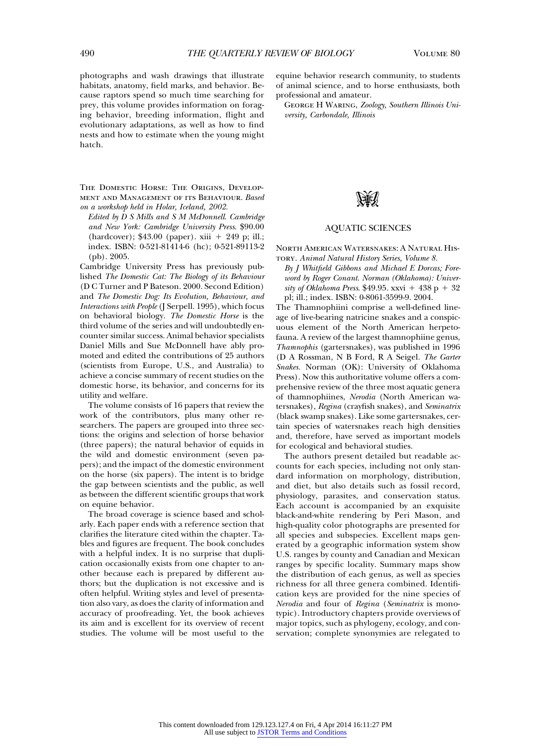photographs and wash drawings that illustrate habitats, anatomy, field marks, and behavior. Because raptors spend so much time searching for prey, this volume provides information on foraging behavior, breeding information, flight and evolutionary adaptations, as well as how to find nests and how to estimate when the young might hatch.

THE DOMESTIC HORSE: THE ORIGINS, DEVELOPMENT AND MANAGEMENT OF ITS BEHAVIOUR. *Based on a workshop held in Holar, Iceland, 2002.*

*Edited by D S Mills and S M McDonnell. Cambridge and New York: Cambridge University Press.* \$90.00 (hardcover); \$43.00 (paper). xiii + 249 p; ill.; index. ISBN: 0-521-81414-6 (hc); 0-521-89113-2 (pb). 2005.

Cambridge University Press has previously published *The Domestic Cat: The Biology of its Behaviour* (D C Turner and P Bateson. 2000. Second Edition) and *The Domestic Dog: Its Evolution, Behaviour, and Interactions with People* (J Serpell. 1995), which focus on behavioral biology. *The Domestic Horse* is the third volume of the series and will undoubtedly encounter similar success. Animal behavior specialists Daniel Mills and Sue McDonnell have ably promoted and edited the contributions of 25 authors (scientists from Europe, U.S., and Australia) to achieve a concise summary of recent studies on the domestic horse, its behavior, and concerns for its utility and welfare.

The volume consists of 16 papers that review the work of the contributors, plus many other researchers. The papers are grouped into three sections: the origins and selection of horse behavior (three papers); the natural behavior of equids in the wild and domestic environment (seven papers); and the impact of the domestic environment on the horse (six papers). The intent is to bridge the gap between scientists and the public, as well as between the different scientific groups that work on equine behavior.

The broad coverage is science based and scholarly. Each paper ends with a reference section that clarifies the literature cited within the chapter. Tables and figures are frequent. The book concludes with a helpful index. It is no surprise that duplication occasionally exists from one chapter to another because each is prepared by different authors; but the duplication is not excessive and is often helpful. Writing styles and level of presentation also vary, as does the clarity of information and accuracy of proofreading. Yet, the book achieves its aim and is excellent for its overview of recent studies. The volume will be most useful to the equine behavior research community, to students of animal science, and to horse enthusiasts, both professional and amateur.

GEORGE H WARING, *Zoology, Southern Illinois University, Carbondale, Illinois*

## AQUATIC SCIENCES

NORTH AMERICAN WATERSNAKES: A NATURAL HISTORY. *Animal Natural History Series, Volume 8.*

*By J Whitfield Gibbons and Michael E Dorcas; Foreword by Roger Conant. Norman (Oklahoma): University of Oklahoma Press.* \$49.95. xxvi + 438 p + 32 pl; ill.; index. ISBN: 0-8061-3599-9. 2004.

The Thamnophiini comprise a well-defined lineage of live-bearing natricine snakes and a conspicuous element of the North American herpetofauna. A review of the largest thamnophiine genus, *Thamnophis* (gartersnakes), was published in 1996 (D A Rossman, N B Ford, R A Seigel. *The Garter Snakes.* Norman (OK): University of Oklahoma Press). Now this authoritative volume offers a comprehensive review of the three most aquatic genera of thamnophiines, *Nerodia* (North American watersnakes), *Regina* (crayfish snakes), and *Seminatrix* (black swamp snakes). Like some gartersnakes, certain species of watersnakes reach high densities and, therefore, have served as important models for ecological and behavioral studies.

The authors present detailed but readable accounts for each species, including not only standard information on morphology, distribution, and diet, but also details such as fossil record, physiology, parasites, and conservation status. Each account is accompanied by an exquisite black-and-white rendering by Peri Mason, and high-quality color photographs are presented for all species and subspecies. Excellent maps generated by a geographic information system show U.S. ranges by county and Canadian and Mexican ranges by specific locality. Summary maps show the distribution of each genus, as well as species richness for all three genera combined. Identification keys are provided for the nine species of *Nerodia* and four of *Regina* (*Seminatrix* is monotypic). Introductory chapters provide overviews of major topics, such as phylogeny, ecology, and conservation; complete synonymies are relegated to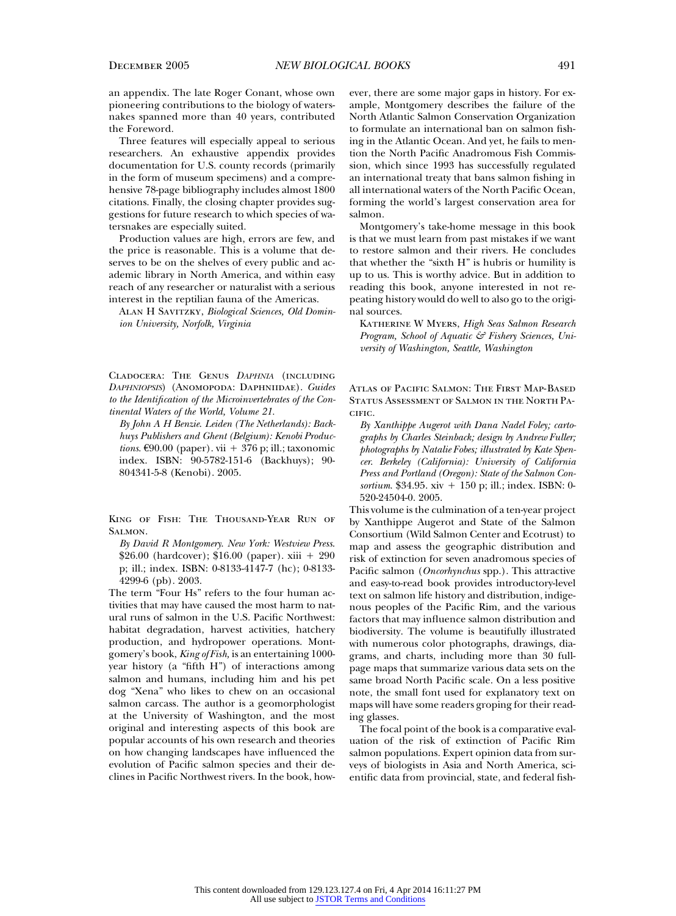an appendix. The late Roger Conant, whose own pioneering contributions to the biology of watersnakes spanned more than 40 years, contributed the Foreword.

Three features will especially appeal to serious researchers. An exhaustive appendix provides documentation for U.S. county records (primarily in the form of museum specimens) and a comprehensive 78-page bibliography includes almost 1800 citations. Finally, the closing chapter provides suggestions for future research to which species of watersnakes are especially suited.

Production values are high, errors are few, and the price is reasonable. This is a volume that deserves to be on the shelves of every public and academic library in North America, and within easy reach of any researcher or naturalist with a serious interest in the reptilian fauna of the Americas.

ALAN H SAVITZKY, *Biological Sciences, Old Dominion University, Norfolk, Virginia*

CLADOCERA: THE GENUS *DAPHNIA* (INCLUDING *DAPHNIOPSIS*) (ANOMOPODA: DAPHNIIDAE). *Guides to the Identification of the Microinvertebrates of the Continental Waters of the World, Volume 21.*

*By John A H Benzie. Leiden (The Netherlands): Backhuys Publishers and Ghent (Belgium): Kenobi Productions.* €90.00 (paper). vii + 376 p; ill.; taxonomic index. ISBN: 90-5782-151-6 (Backhuys); 90-804341-5-8 (Kenobi). 2005.

KING OF FISH: THE THOUSAND-YEAR RUN OF SALMON.

*By David R Montgomery. New York: Westview Press.* $26.00 (hardcover); $16.00 (paper). xiii + 290 p; ill.; index. ISBN: 0-8133-4147-7 (hc); 0-8133-4299-6 (pb). 2003.

The term "Four Hs" refers to the four human activities that may have caused the most harm to natural runs of salmon in the U.S. Pacific Northwest: habitat degradation, harvest activities, hatchery production, and hydropower operations. Montgomery's book, *King of Fish,* is an entertaining 1000-year history (a "fifth H") of interactions among salmon and humans, including him and his pet dog "Xena" who likes to chew on an occasional salmon carcass. The author is a geomorphologist at the University of Washington, and the most original and interesting aspects of this book are popular accounts of his own research and theories on how changing landscapes have influenced the evolution of Pacific salmon species and their declines in Pacific Northwest rivers. In the book, however, there are some major gaps in history. For example, Montgomery describes the failure of the North Atlantic Salmon Conservation Organization to formulate an international ban on salmon fishing in the Atlantic Ocean. And yet, he fails to mention the North Pacific Anadromous Fish Commission, which since 1993 has successfully regulated an international treaty that bans salmon fishing in all international waters of the North Pacific Ocean, forming the world's largest conservation area for salmon.

Montgomery's take-home message in this book is that we must learn from past mistakes if we want to restore salmon and their rivers. He concludes that whether the "sixth H" is hubris or humility is up to us. This is worthy advice. But in addition to reading this book, anyone interested in not repeating history would do well to also go to the original sources.

KATHERINE W MYERS, *High Seas Salmon Research Program, School of Aquatic & Fishery Sciences, University of Washington, Seattle, Washington*

ATLAS OF PACIFIC SALMON: THE FIRST MAP-BASED STATUS ASSESSMENT OF SALMON IN THE NORTH PACIFIC.

*By Xanthippe Augerot with Dana Nadel Foley; cartographs by Charles Steinback; design by Andrew Fuller; photographs by Natalie Fobes; illustrated by Kate Spencer. Berkeley (California): University of California Press and Portland (Oregon): State of the Salmon Consortium.* $34.95. xiv + 150 p; ill.; index. ISBN: 0-520-24504-0. 2005.

This volume is the culmination of a ten-year project by Xanthippe Augerot and State of the Salmon Consortium (Wild Salmon Center and Ecotrust) to map and assess the geographic distribution and risk of extinction for seven anadromous species of Pacific salmon (*Oncorhynchus* spp.). This attractive and easy-to-read book provides introductory-level text on salmon life history and distribution, indigenous peoples of the Pacific Rim, and the various factors that may influence salmon distribution and biodiversity. The volume is beautifully illustrated with numerous color photographs, drawings, diagrams, and charts, including more than 30 full-page maps that summarize various data sets on the same broad North Pacific scale. On a less positive note, the small font used for explanatory text on maps will have some readers groping for their reading glasses.

The focal point of the book is a comparative evaluation of the risk of extinction of Pacific Rim salmon populations. Expert opinion data from surveys of biologists in Asia and North America, scientific data from provincial, state, and federal fish-